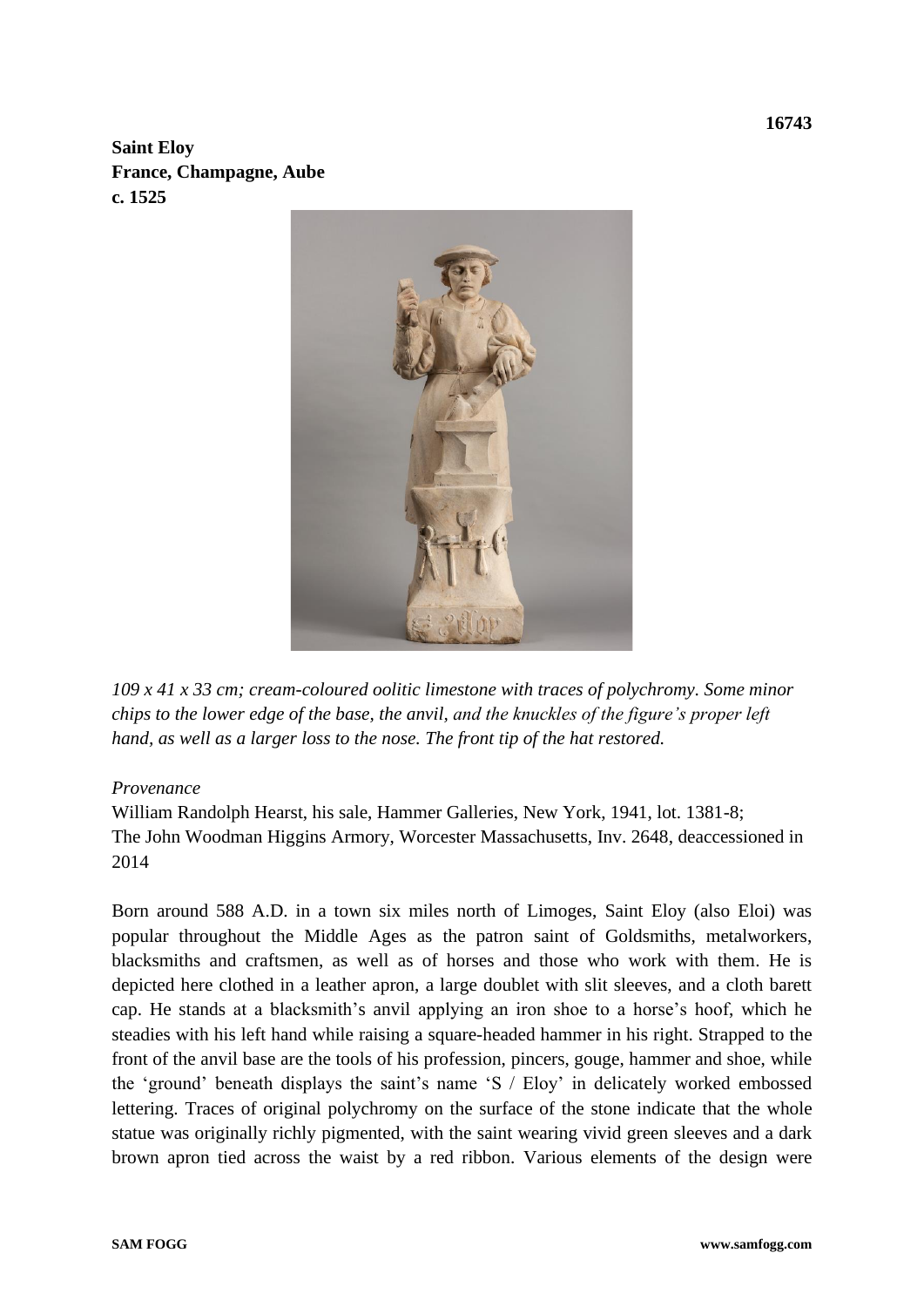16743

**Saint Eloy**
**France, Champagne, Aube**
**c. 1525**

*109 x 41 x 33 cm; cream-coloured oolitic limestone with traces of polychromy. Some minor chips to the lower edge of the base, the anvil, and the knuckles of the figure's proper left hand, as well as a larger loss to the nose. The front tip of the hat restored.*

*Provenance*

William Randolph Hearst, his sale, Hammer Galleries, New York, 1941, lot. 1381-8;
The John Woodman Higgins Armory, Worcester Massachusetts, Inv. 2648, deaccessioned in 2014

Born around 588 A.D. in a town six miles north of Limoges, Saint Eloy (also Eloi) was popular throughout the Middle Ages as the patron saint of Goldsmiths, metalworkers, blacksmiths and craftsmen, as well as of horses and those who work with them. He is depicted here clothed in a leather apron, a large doublet with slit sleeves, and a cloth barett cap. He stands at a blacksmith's anvil applying an iron shoe to a horse's hoof, which he steadies with his left hand while raising a square-headed hammer in his right. Strapped to the front of the anvil base are the tools of his profession, pincers, gouge, hammer and shoe, while the 'ground' beneath displays the saint's name 'S / Eloy' in delicately worked embossed lettering. Traces of original polychromy on the surface of the stone indicate that the whole statue was originally richly pigmented, with the saint wearing vivid green sleeves and a dark brown apron tied across the waist by a red ribbon. Various elements of the design were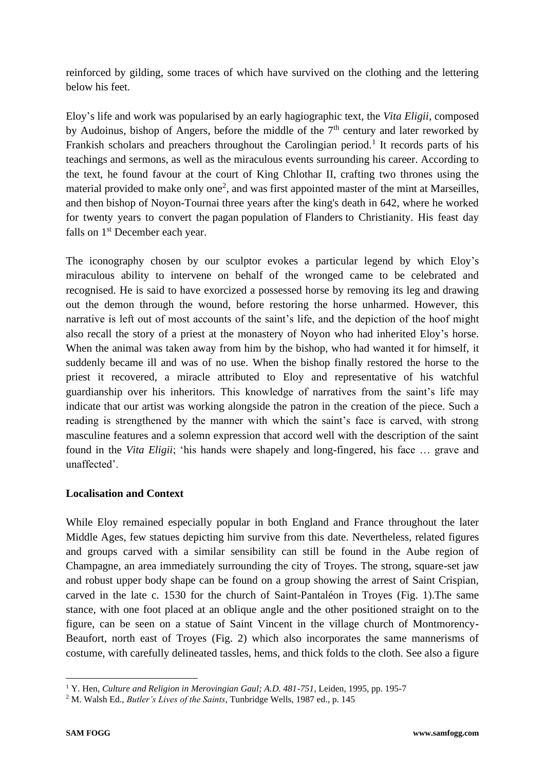reinforced by gilding, some traces of which have survived on the clothing and the lettering below his feet.

Eloy's life and work was popularised by an early hagiographic text, the *Vita Eligii*, composed by Audoinus, bishop of Angers, before the middle of the 7th century and later reworked by Frankish scholars and preachers throughout the Carolingian period.[1] It records parts of his teachings and sermons, as well as the miraculous events surrounding his career. According to the text, he found favour at the court of King Chlothar II, crafting two thrones using the material provided to make only one[2], and was first appointed master of the mint at Marseilles, and then bishop of Noyon-Tournai three years after the king's death in 642, where he worked for twenty years to convert the pagan population of Flanders to Christianity. His feast day falls on 1st December each year.

The iconography chosen by our sculptor evokes a particular legend by which Eloy's miraculous ability to intervene on behalf of the wronged came to be celebrated and recognised. He is said to have exorcized a possessed horse by removing its leg and drawing out the demon through the wound, before restoring the horse unharmed. However, this narrative is left out of most accounts of the saint's life, and the depiction of the hoof might also recall the story of a priest at the monastery of Noyon who had inherited Eloy's horse. When the animal was taken away from him by the bishop, who had wanted it for himself, it suddenly became ill and was of no use. When the bishop finally restored the horse to the priest it recovered, a miracle attributed to Eloy and representative of his watchful guardianship over his inheritors. This knowledge of narratives from the saint's life may indicate that our artist was working alongside the patron in the creation of the piece. Such a reading is strengthened by the manner with which the saint's face is carved, with strong masculine features and a solemn expression that accord well with the description of the saint found in the *Vita Eligii*; 'his hands were shapely and long-fingered, his face … grave and unaffected'.

## Localisation and Context

While Eloy remained especially popular in both England and France throughout the later Middle Ages, few statues depicting him survive from this date. Nevertheless, related figures and groups carved with a similar sensibility can still be found in the Aube region of Champagne, an area immediately surrounding the city of Troyes. The strong, square-set jaw and robust upper body shape can be found on a group showing the arrest of Saint Crispian, carved in the late c. 1530 for the church of Saint-Pantaléon in Troyes (Fig. 1).The same stance, with one foot placed at an oblique angle and the other positioned straight on to the figure, can be seen on a statue of Saint Vincent in the village church of Montmorency-Beaufort, north east of Troyes (Fig. 2) which also incorporates the same mannerisms of costume, with carefully delineated tassles, hems, and thick folds to the cloth. See also a figure

[1] Y. Hen, *Culture and Religion in Merovingian Gaul; A.D. 481-751*, Leiden, 1995, pp. 195-7

[2] M. Walsh Ed., *Butler's Lives of the Saints*, Tunbridge Wells, 1987 ed., p. 145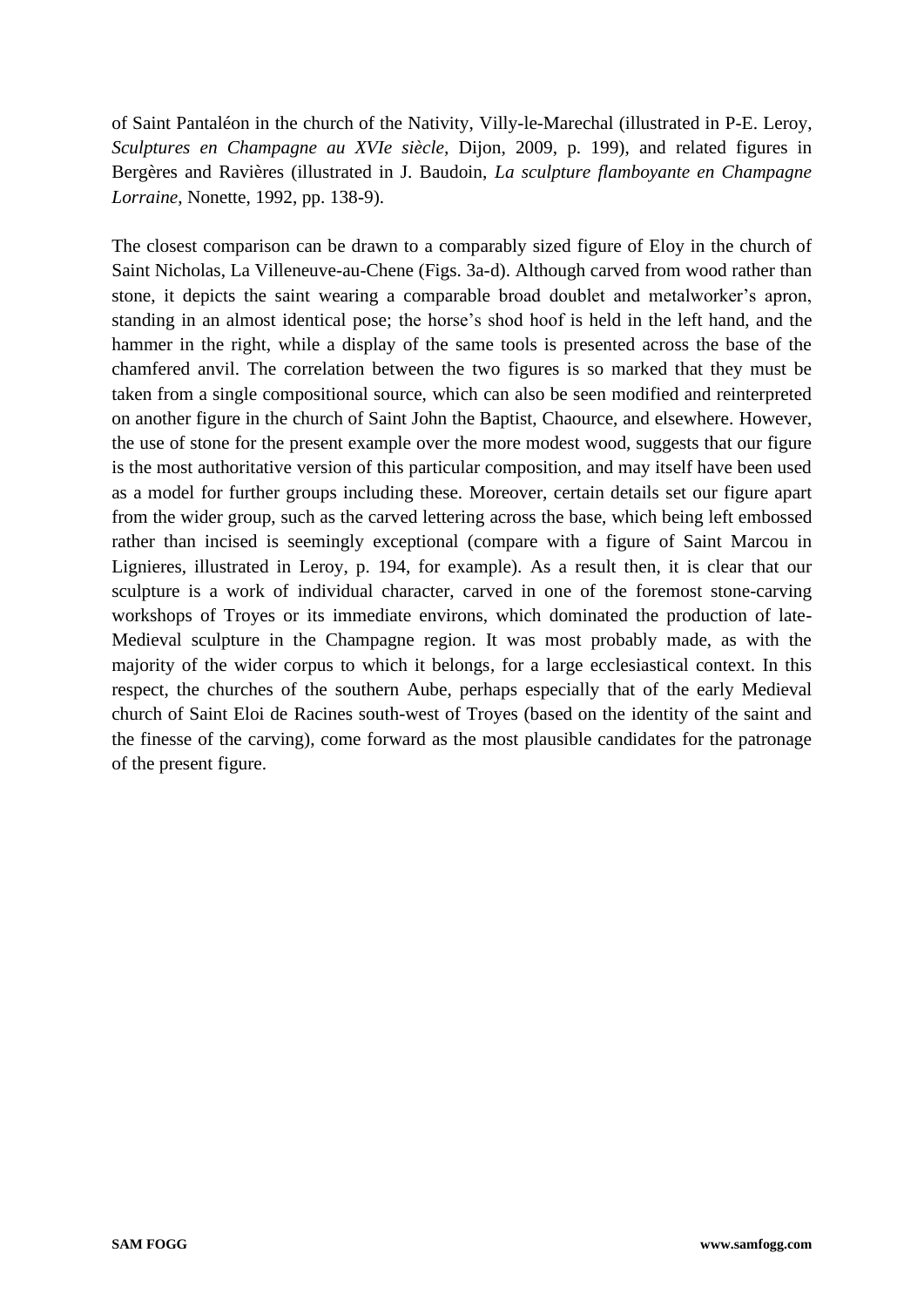of Saint Pantaléon in the church of the Nativity, Villy-le-Marechal (illustrated in P-E. Leroy, *Sculptures en Champagne au XVIe siècle,* Dijon, 2009, p. 199), and related figures in Bergères and Ravières (illustrated in J. Baudoin, *La sculpture flamboyante en Champagne Lorraine*, Nonette, 1992, pp. 138-9).

The closest comparison can be drawn to a comparably sized figure of Eloy in the church of Saint Nicholas, La Villeneuve-au-Chene (Figs. 3a-d). Although carved from wood rather than stone, it depicts the saint wearing a comparable broad doublet and metalworker's apron, standing in an almost identical pose; the horse's shod hoof is held in the left hand, and the hammer in the right, while a display of the same tools is presented across the base of the chamfered anvil. The correlation between the two figures is so marked that they must be taken from a single compositional source, which can also be seen modified and reinterpreted on another figure in the church of Saint John the Baptist, Chaource, and elsewhere. However, the use of stone for the present example over the more modest wood, suggests that our figure is the most authoritative version of this particular composition, and may itself have been used as a model for further groups including these. Moreover, certain details set our figure apart from the wider group, such as the carved lettering across the base, which being left embossed rather than incised is seemingly exceptional (compare with a figure of Saint Marcou in Lignieres, illustrated in Leroy, p. 194, for example). As a result then, it is clear that our sculpture is a work of individual character, carved in one of the foremost stone-carving workshops of Troyes or its immediate environs, which dominated the production of late-Medieval sculpture in the Champagne region. It was most probably made, as with the majority of the wider corpus to which it belongs, for a large ecclesiastical context. In this respect, the churches of the southern Aube, perhaps especially that of the early Medieval church of Saint Eloi de Racines south-west of Troyes (based on the identity of the saint and the finesse of the carving), come forward as the most plausible candidates for the patronage of the present figure.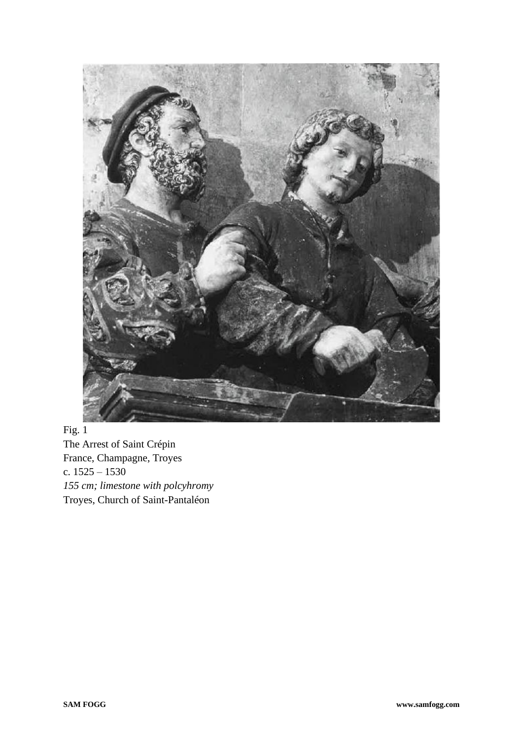Fig. 1
The Arrest of Saint Crépin
France, Champagne, Troyes
c. 1525 – 1530
*155 cm; limestone with polcyhromy*
Troyes, Church of Saint-Pantaléon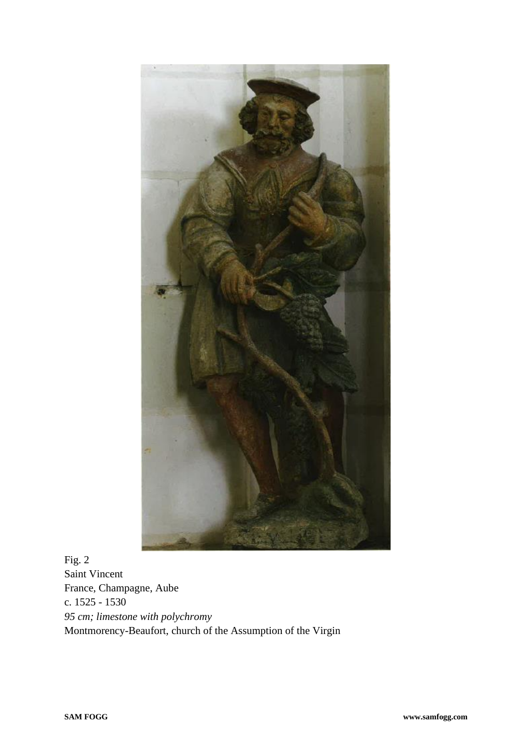Fig. 2
Saint Vincent
France, Champagne, Aube
c. 1525 - 1530
*95 cm; limestone with polychromy*
Montmorency-Beaufort, church of the Assumption of the Virgin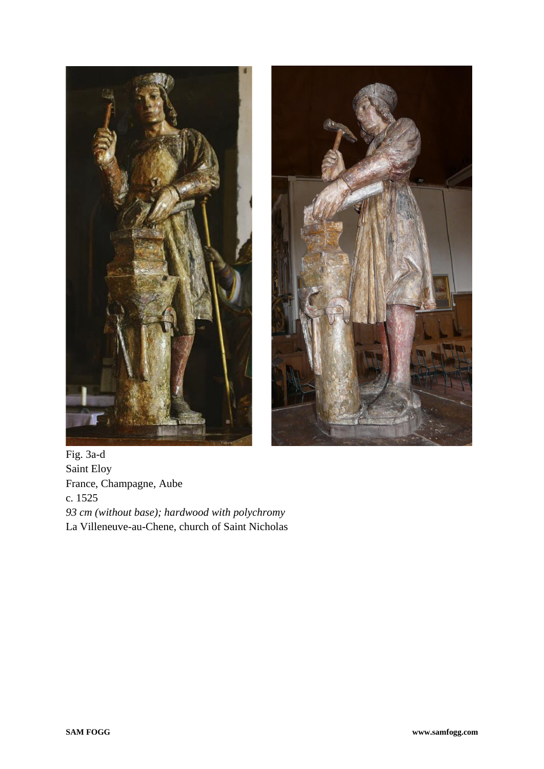Fig. 3a-d
Saint Eloy
France, Champagne, Aube
c. 1525
*93 cm (without base); hardwood with polychromy*
La Villeneuve-au-Chene, church of Saint Nicholas